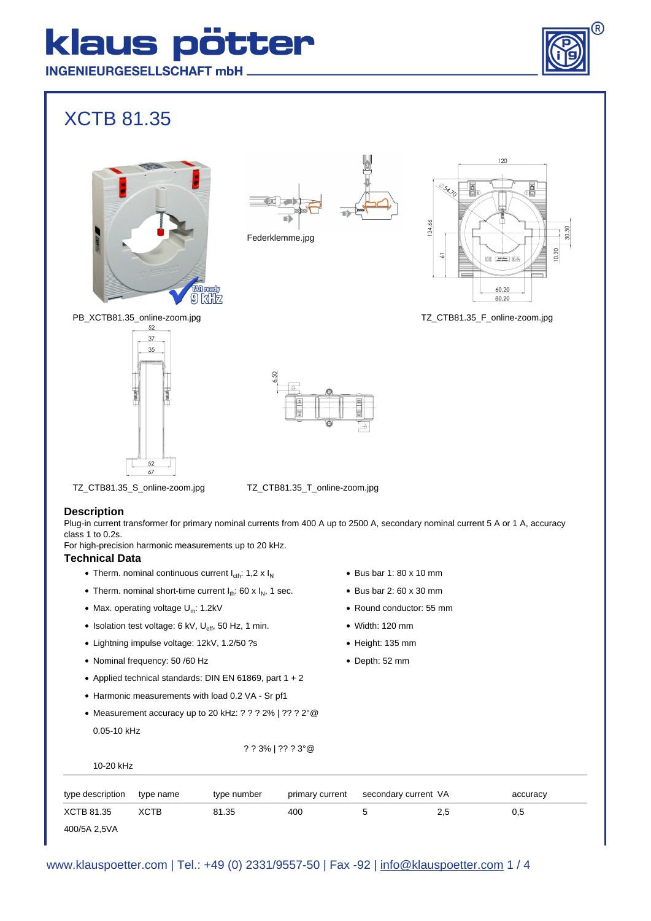# klaus pötter

INGENIEURGESELLSCHAFT mbH

# XCTB 81.35

Federklemme.jpg

PB_XCTB81.35_online-zoom.jpg

TZ_CTB81.35_F_online-zoom.jpg

TZ_CTB81.35_S_online-zoom.jpg

TZ_CTB81.35_T_online-zoom.jpg

### Description

Plug-in current transformer for primary nominal currents from 400 A up to 2500 A, secondary nominal current 5 A or 1 A, accuracy class 1 to 0.2s.

For high-precision harmonic measurements up to 20 kHz.

### Technical Data

- Therm. nominal continuous current $I_{cth}$: 1,2 x $I_N$
- Therm. nominal short-time current $I_{th}$: 60 x $I_N$, 1 sec.
- Max. operating voltage $U_m$: 1.2kV
- Isolation test voltage: 6 kV, $U_{eff}$, 50 Hz, 1 min.
- Lightning impulse voltage: 12kV, 1.2/50 ?s
- Nominal frequency: 50 /60 Hz
- Applied technical standards: DIN EN 61869, part 1 + 2
- Harmonic measurements with load 0.2 VA - Sr pf1
- Measurement accuracy up to 20 kHz: ? ? ? 2% | ?? ? 2°@ 0.05-10 kHz

  ? ? 3% | ?? ? 3°@ 10-20 kHz

- Bus bar 1: 80 x 10 mm
- Bus bar 2: 60 x 30 mm
- Round conductor: 55 mm
- Width: 120 mm
- Height: 135 mm
- Depth: 52 mm

| type description | type name | type number | primary current | secondary current | VA | accuracy |
|---|---|---|---|---|---|---|
| XCTB 81.35 400/5A 2,5VA | XCTB | 81.35 | 400 | 5 | 2,5 | 0,5 |

www.klauspoetter.com | Tel.: +49 (0) 2331/9557-50 | Fax -92 | info@klauspoetter.com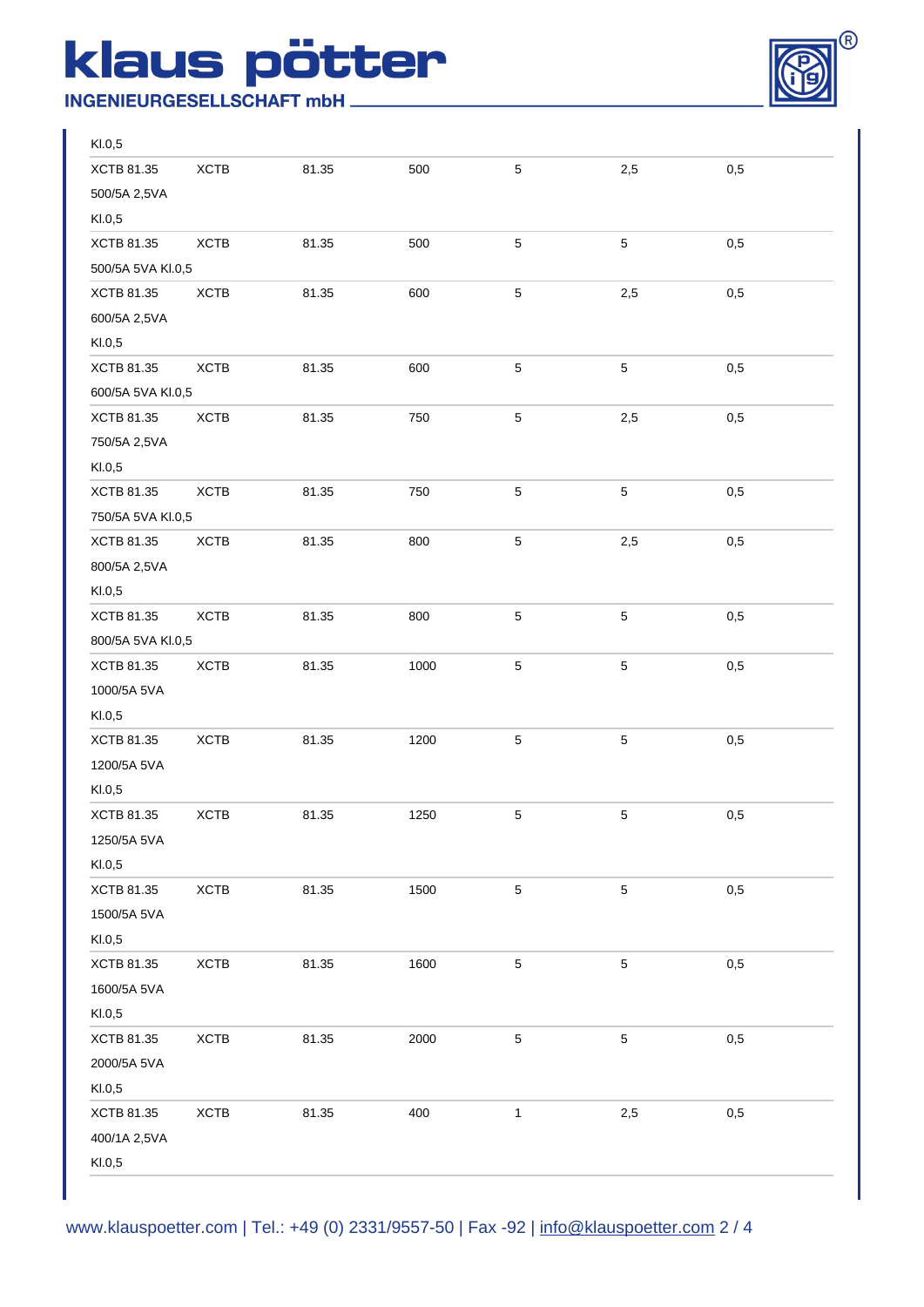| | | | | | | |
|---|---|---|---|---|---|---|
| Kl.0,5 | | | | | | |
| XCTB 81.35 500/5A 2,5VA Kl.0,5 | XCTB | 81.35 | 500 | 5 | 2,5 | 0,5 |
| XCTB 81.35 500/5A 5VA Kl.0,5 | XCTB | 81.35 | 500 | 5 | 5 | 0,5 |
| XCTB 81.35 600/5A 2,5VA Kl.0,5 | XCTB | 81.35 | 600 | 5 | 2,5 | 0,5 |
| XCTB 81.35 600/5A 5VA Kl.0,5 | XCTB | 81.35 | 600 | 5 | 5 | 0,5 |
| XCTB 81.35 750/5A 2,5VA Kl.0,5 | XCTB | 81.35 | 750 | 5 | 2,5 | 0,5 |
| XCTB 81.35 750/5A 5VA Kl.0,5 | XCTB | 81.35 | 750 | 5 | 5 | 0,5 |
| XCTB 81.35 800/5A 2,5VA Kl.0,5 | XCTB | 81.35 | 800 | 5 | 2,5 | 0,5 |
| XCTB 81.35 800/5A 5VA Kl.0,5 | XCTB | 81.35 | 800 | 5 | 5 | 0,5 |
| XCTB 81.35 1000/5A 5VA Kl.0,5 | XCTB | 81.35 | 1000 | 5 | 5 | 0,5 |
| XCTB 81.35 1200/5A 5VA Kl.0,5 | XCTB | 81.35 | 1200 | 5 | 5 | 0,5 |
| XCTB 81.35 1250/5A 5VA Kl.0,5 | XCTB | 81.35 | 1250 | 5 | 5 | 0,5 |
| XCTB 81.35 1500/5A 5VA Kl.0,5 | XCTB | 81.35 | 1500 | 5 | 5 | 0,5 |
| XCTB 81.35 1600/5A 5VA Kl.0,5 | XCTB | 81.35 | 1600 | 5 | 5 | 0,5 |
| XCTB 81.35 2000/5A 5VA Kl.0,5 | XCTB | 81.35 | 2000 | 5 | 5 | 0,5 |
| XCTB 81.35 400/1A 2,5VA Kl.0,5 | XCTB | 81.35 | 400 | 1 | 2,5 | 0,5 |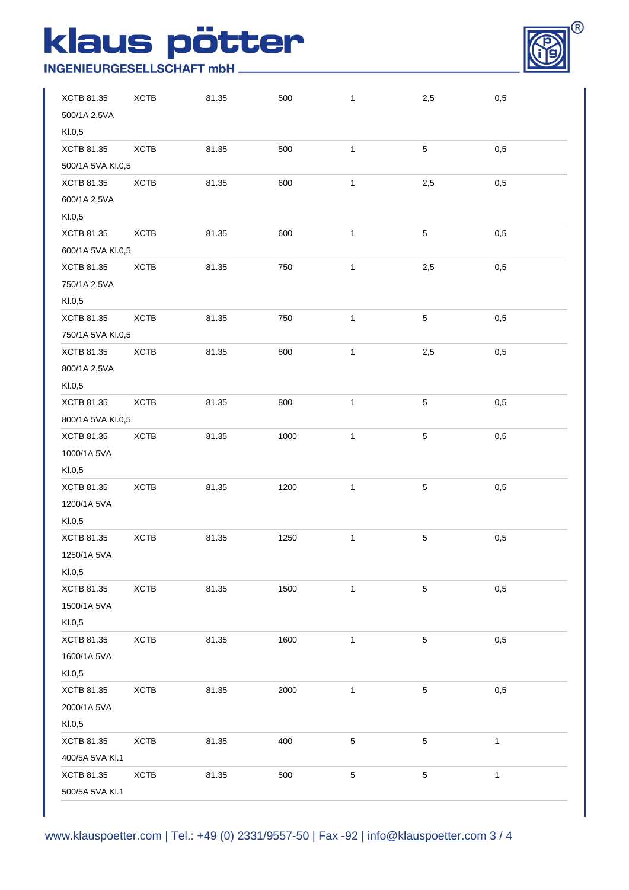| | | | | | | |
|---|---|---|---|---|---|---|
| XCTB 81.35 500/1A 2,5VA Kl.0,5 | XCTB | 81.35 | 500 | 1 | 2,5 | 0,5 |
| XCTB 81.35 500/1A 5VA Kl.0,5 | XCTB | 81.35 | 500 | 1 | 5 | 0,5 |
| XCTB 81.35 600/1A 2,5VA Kl.0,5 | XCTB | 81.35 | 600 | 1 | 2,5 | 0,5 |
| XCTB 81.35 600/1A 5VA Kl.0,5 | XCTB | 81.35 | 600 | 1 | 5 | 0,5 |
| XCTB 81.35 750/1A 2,5VA Kl.0,5 | XCTB | 81.35 | 750 | 1 | 2,5 | 0,5 |
| XCTB 81.35 750/1A 5VA Kl.0,5 | XCTB | 81.35 | 750 | 1 | 5 | 0,5 |
| XCTB 81.35 800/1A 2,5VA Kl.0,5 | XCTB | 81.35 | 800 | 1 | 2,5 | 0,5 |
| XCTB 81.35 800/1A 5VA Kl.0,5 | XCTB | 81.35 | 800 | 1 | 5 | 0,5 |
| XCTB 81.35 1000/1A 5VA Kl.0,5 | XCTB | 81.35 | 1000 | 1 | 5 | 0,5 |
| XCTB 81.35 1200/1A 5VA Kl.0,5 | XCTB | 81.35 | 1200 | 1 | 5 | 0,5 |
| XCTB 81.35 1250/1A 5VA Kl.0,5 | XCTB | 81.35 | 1250 | 1 | 5 | 0,5 |
| XCTB 81.35 1500/1A 5VA Kl.0,5 | XCTB | 81.35 | 1500 | 1 | 5 | 0,5 |
| XCTB 81.35 1600/1A 5VA Kl.0,5 | XCTB | 81.35 | 1600 | 1 | 5 | 0,5 |
| XCTB 81.35 2000/1A 5VA Kl.0,5 | XCTB | 81.35 | 2000 | 1 | 5 | 0,5 |
| XCTB 81.35 400/5A 5VA Kl.1 | XCTB | 81.35 | 400 | 5 | 5 | 1 |
| XCTB 81.35 500/5A 5VA Kl.1 | XCTB | 81.35 | 500 | 5 | 5 | 1 |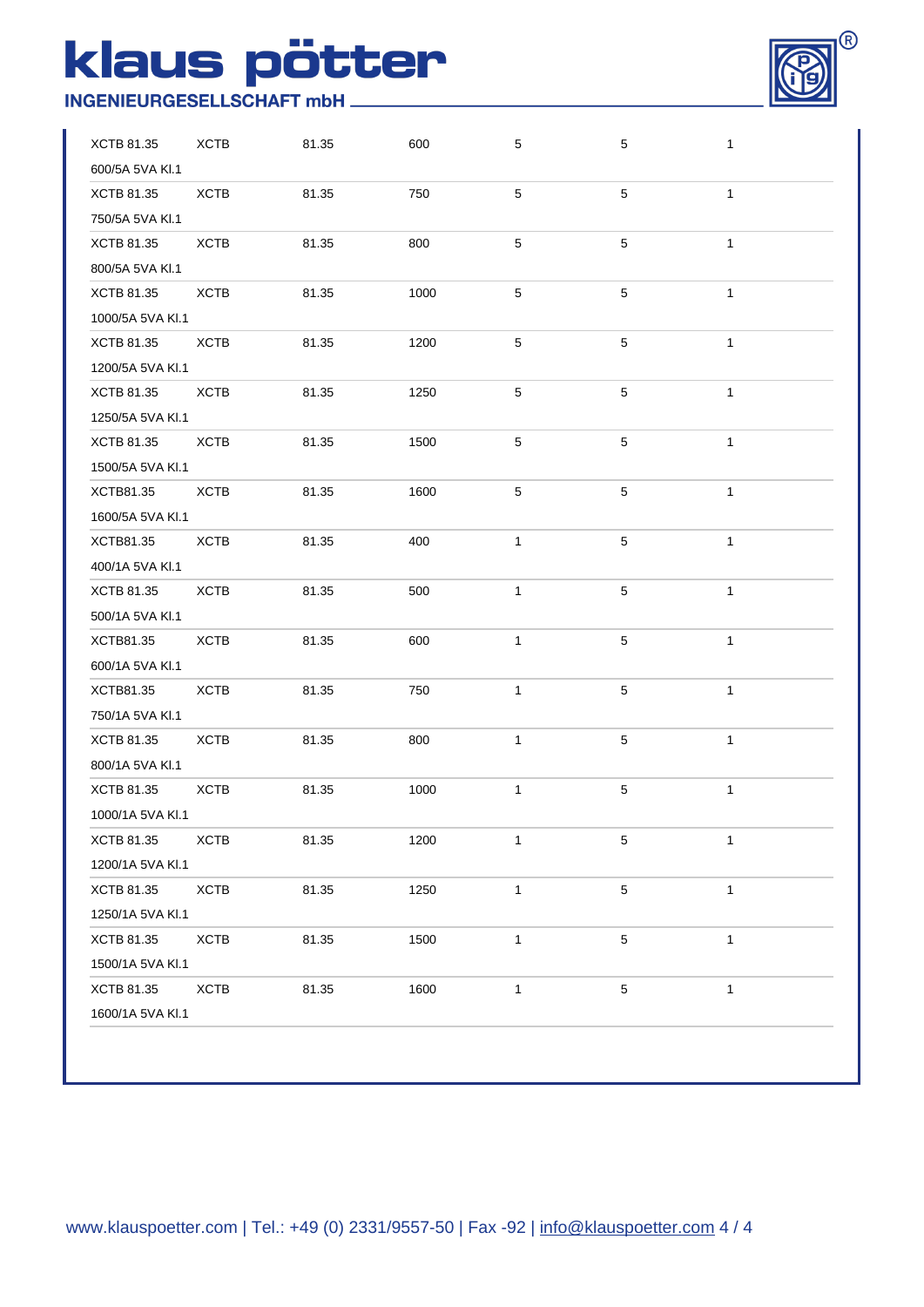| | | | | | | |
|---|---|---|---|---|---|---|
| XCTB 81.35 600/5A 5VA Kl.1 | XCTB | 81.35 | 600 | 5 | 5 | 1 |
| XCTB 81.35 750/5A 5VA Kl.1 | XCTB | 81.35 | 750 | 5 | 5 | 1 |
| XCTB 81.35 800/5A 5VA Kl.1 | XCTB | 81.35 | 800 | 5 | 5 | 1 |
| XCTB 81.35 1000/5A 5VA Kl.1 | XCTB | 81.35 | 1000 | 5 | 5 | 1 |
| XCTB 81.35 1200/5A 5VA Kl.1 | XCTB | 81.35 | 1200 | 5 | 5 | 1 |
| XCTB 81.35 1250/5A 5VA Kl.1 | XCTB | 81.35 | 1250 | 5 | 5 | 1 |
| XCTB 81.35 1500/5A 5VA Kl.1 | XCTB | 81.35 | 1500 | 5 | 5 | 1 |
| XCTB81.35 1600/5A 5VA Kl.1 | XCTB | 81.35 | 1600 | 5 | 5 | 1 |
| XCTB81.35 400/1A 5VA Kl.1 | XCTB | 81.35 | 400 | 1 | 5 | 1 |
| XCTB 81.35 500/1A 5VA Kl.1 | XCTB | 81.35 | 500 | 1 | 5 | 1 |
| XCTB81.35 600/1A 5VA Kl.1 | XCTB | 81.35 | 600 | 1 | 5 | 1 |
| XCTB81.35 750/1A 5VA Kl.1 | XCTB | 81.35 | 750 | 1 | 5 | 1 |
| XCTB 81.35 800/1A 5VA Kl.1 | XCTB | 81.35 | 800 | 1 | 5 | 1 |
| XCTB 81.35 1000/1A 5VA Kl.1 | XCTB | 81.35 | 1000 | 1 | 5 | 1 |
| XCTB 81.35 1200/1A 5VA Kl.1 | XCTB | 81.35 | 1200 | 1 | 5 | 1 |
| XCTB 81.35 1250/1A 5VA Kl.1 | XCTB | 81.35 | 1250 | 1 | 5 | 1 |
| XCTB 81.35 1500/1A 5VA Kl.1 | XCTB | 81.35 | 1500 | 1 | 5 | 1 |
| XCTB 81.35 1600/1A 5VA Kl.1 | XCTB | 81.35 | 1600 | 1 | 5 | 1 |